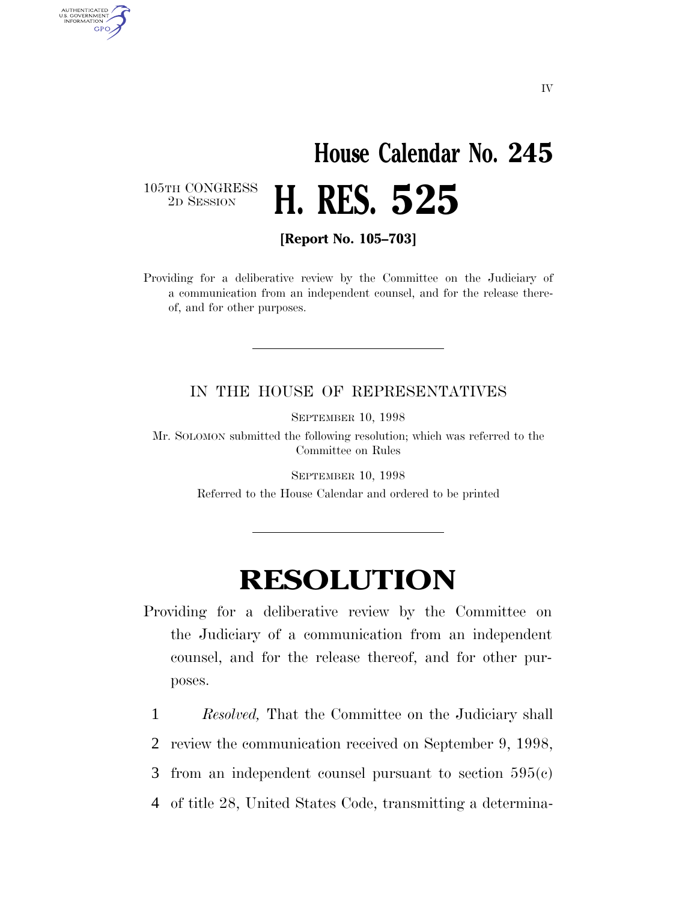IV

# House Calendar No. 245

105TH CONGRESS
2D SESSION

# H. RES. 525

**[Report No. 105–703]**

Providing for a deliberative review by the Committee on the Judiciary of a communication from an independent counsel, and for the release thereof, and for other purposes.

---

IN THE HOUSE OF REPRESENTATIVES

SEPTEMBER 10, 1998

Mr. SOLOMON submitted the following resolution; which was referred to the Committee on Rules

SEPTEMBER 10, 1998

Referred to the House Calendar and ordered to be printed

---

# RESOLUTION

Providing for a deliberative review by the Committee on the Judiciary of a communication from an independent counsel, and for the release thereof, and for other purposes.

1 *Resolved,* That the Committee on the Judiciary shall
2 review the communication received on September 9, 1998,
3 from an independent counsel pursuant to section 595(c)
4 of title 28, United States Code, transmitting a determina-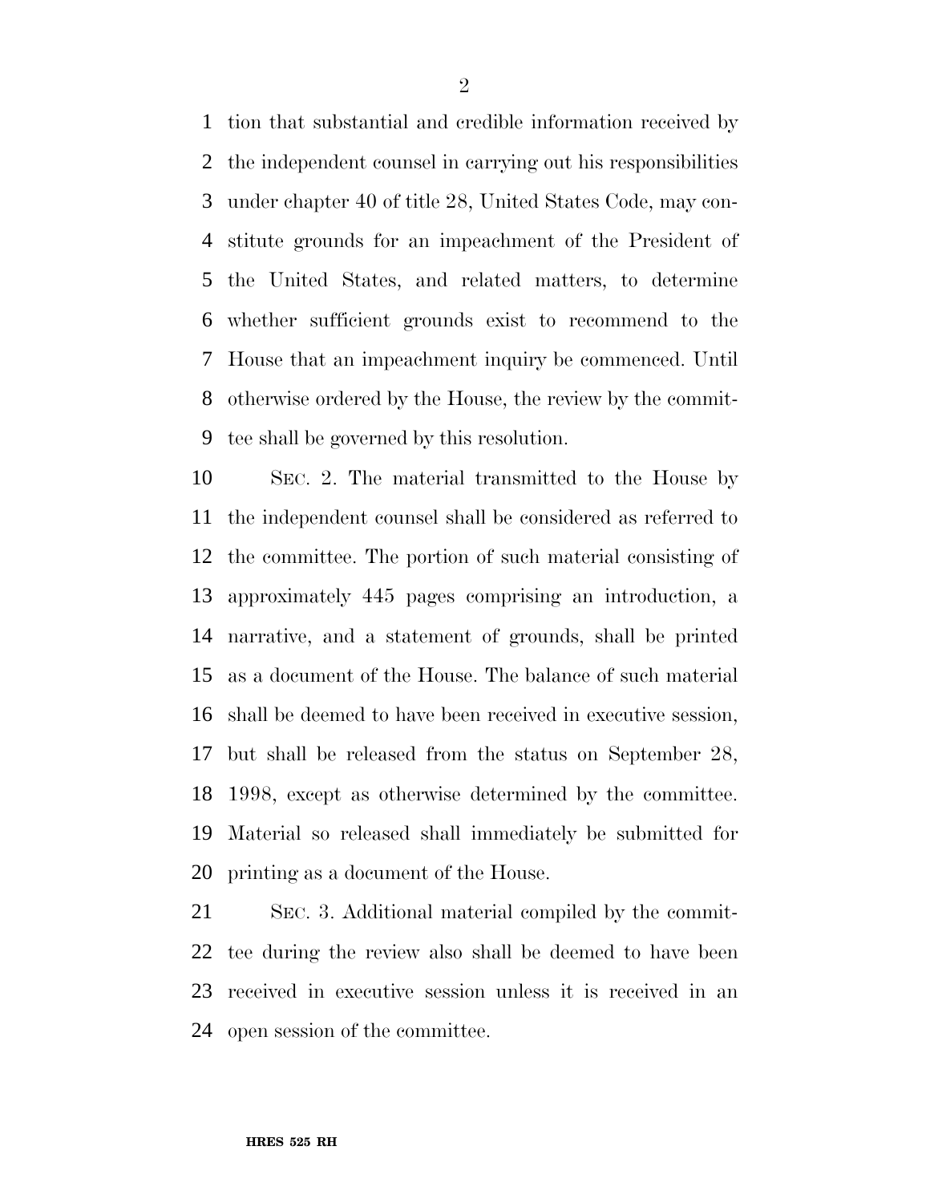tion that substantial and credible information received by the independent counsel in carrying out his responsibilities under chapter 40 of title 28, United States Code, may constitute grounds for an impeachment of the President of the United States, and related matters, to determine whether sufficient grounds exist to recommend to the House that an impeachment inquiry be commenced. Until otherwise ordered by the House, the review by the committee shall be governed by this resolution.

SEC. 2. The material transmitted to the House by the independent counsel shall be considered as referred to the committee. The portion of such material consisting of approximately 445 pages comprising an introduction, a narrative, and a statement of grounds, shall be printed as a document of the House. The balance of such material shall be deemed to have been received in executive session, but shall be released from the status on September 28, 1998, except as otherwise determined by the committee. Material so released shall immediately be submitted for printing as a document of the House.

SEC. 3. Additional material compiled by the committee during the review also shall be deemed to have been received in executive session unless it is received in an open session of the committee.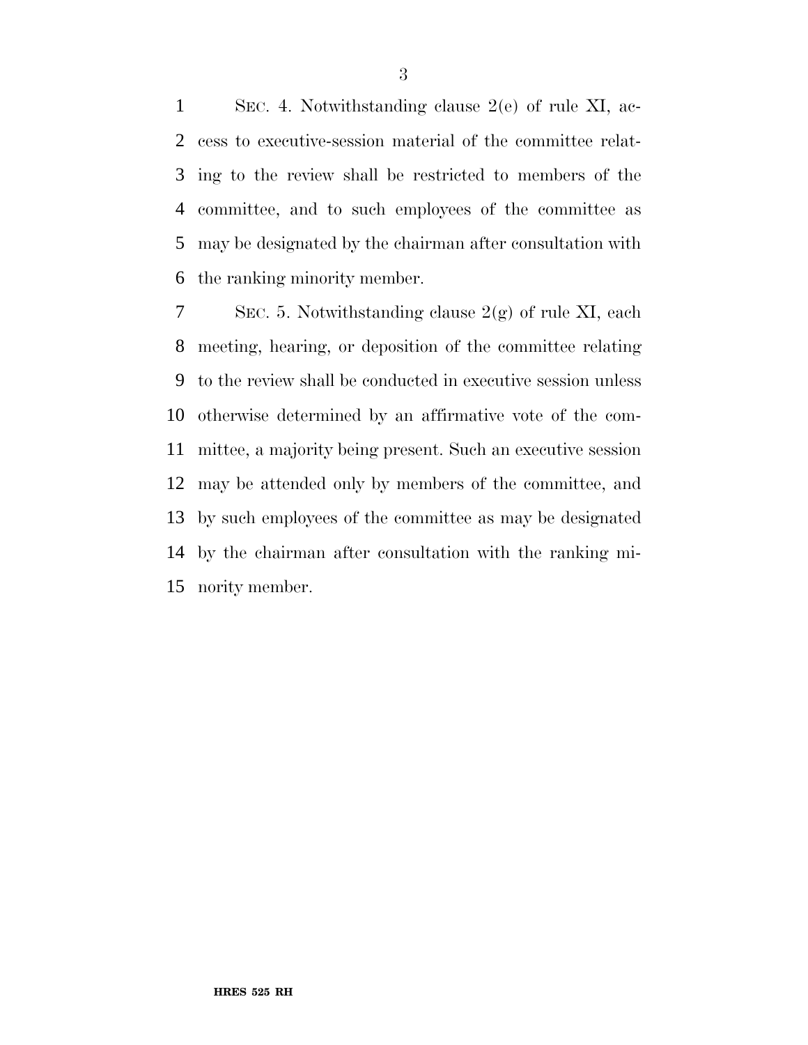SEC. 4. Notwithstanding clause 2(e) of rule XI, access to executive-session material of the committee relating to the review shall be restricted to members of the committee, and to such employees of the committee as may be designated by the chairman after consultation with the ranking minority member.

SEC. 5. Notwithstanding clause 2(g) of rule XI, each meeting, hearing, or deposition of the committee relating to the review shall be conducted in executive session unless otherwise determined by an affirmative vote of the committee, a majority being present. Such an executive session may be attended only by members of the committee, and by such employees of the committee as may be designated by the chairman after consultation with the ranking minority member.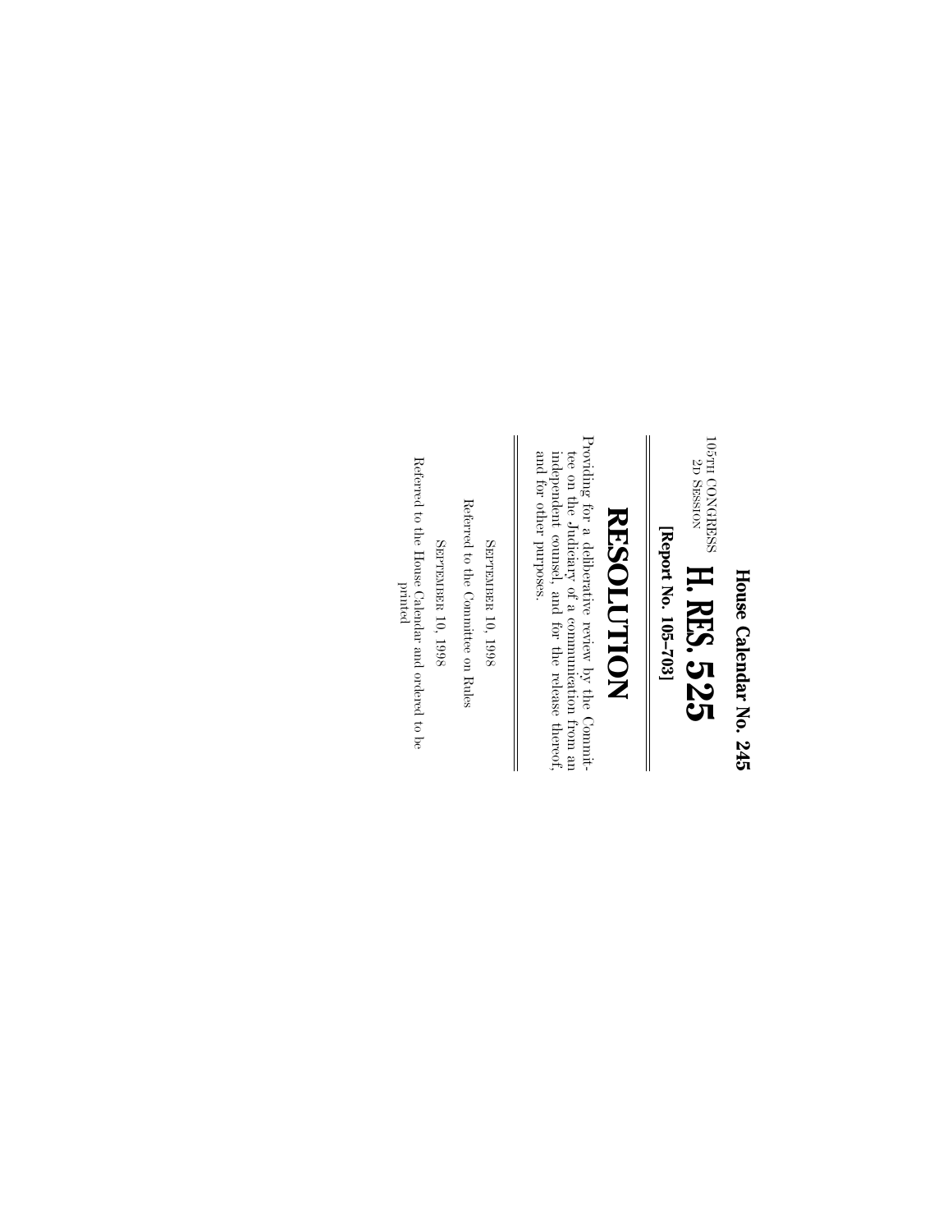House Calendar No. 245

105TH CONGRESS
2D SESSION

# H. RES. 525

**[Report No. 105–703]**

# RESOLUTION

Providing for a deliberative review by the Committee on the Judiciary of a communication from an independent counsel, and for the release thereof, and for other purposes.

---

SEPTEMBER 10, 1998

Referred to the Committee on Rules

SEPTEMBER 10, 1998

Referred to the House Calendar and ordered to be printed